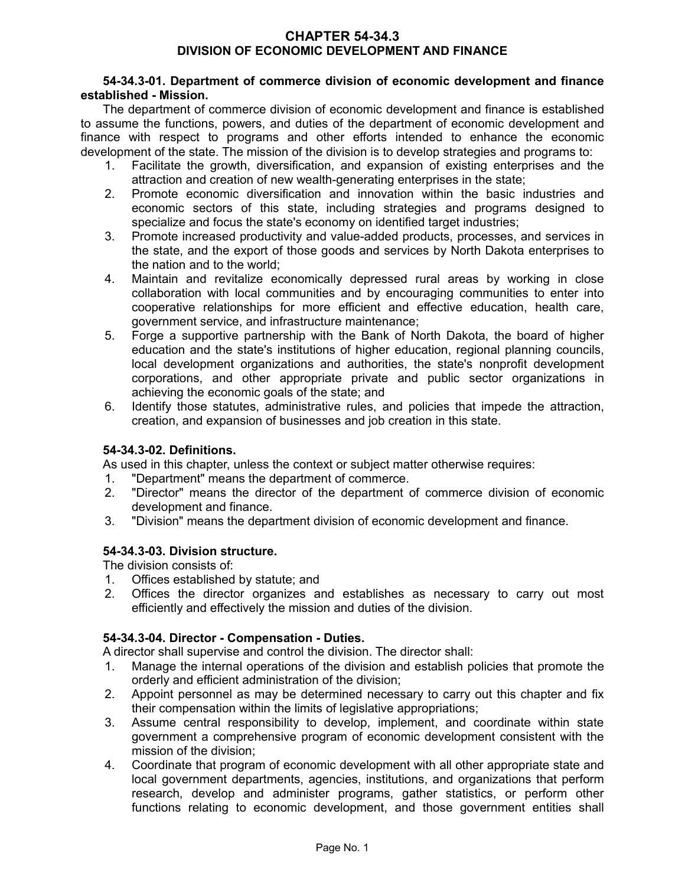# CHAPTER 54-34.3
# DIVISION OF ECONOMIC DEVELOPMENT AND FINANCE

**54-34.3-01. Department of commerce division of economic development and finance established - Mission.**

The department of commerce division of economic development and finance is established to assume the functions, powers, and duties of the department of economic development and finance with respect to programs and other efforts intended to enhance the economic development of the state. The mission of the division is to develop strategies and programs to:

1. Facilitate the growth, diversification, and expansion of existing enterprises and the attraction and creation of new wealth-generating enterprises in the state;
2. Promote economic diversification and innovation within the basic industries and economic sectors of this state, including strategies and programs designed to specialize and focus the state's economy on identified target industries;
3. Promote increased productivity and value-added products, processes, and services in the state, and the export of those goods and services by North Dakota enterprises to the nation and to the world;
4. Maintain and revitalize economically depressed rural areas by working in close collaboration with local communities and by encouraging communities to enter into cooperative relationships for more efficient and effective education, health care, government service, and infrastructure maintenance;
5. Forge a supportive partnership with the Bank of North Dakota, the board of higher education and the state's institutions of higher education, regional planning councils, local development organizations and authorities, the state's nonprofit development corporations, and other appropriate private and public sector organizations in achieving the economic goals of the state; and
6. Identify those statutes, administrative rules, and policies that impede the attraction, creation, and expansion of businesses and job creation in this state.

**54-34.3-02. Definitions.**

As used in this chapter, unless the context or subject matter otherwise requires:

1. "Department" means the department of commerce.
2. "Director" means the director of the department of commerce division of economic development and finance.
3. "Division" means the department division of economic development and finance.

**54-34.3-03. Division structure.**

The division consists of:

1. Offices established by statute; and
2. Offices the director organizes and establishes as necessary to carry out most efficiently and effectively the mission and duties of the division.

**54-34.3-04. Director - Compensation - Duties.**

A director shall supervise and control the division. The director shall:

1. Manage the internal operations of the division and establish policies that promote the orderly and efficient administration of the division;
2. Appoint personnel as may be determined necessary to carry out this chapter and fix their compensation within the limits of legislative appropriations;
3. Assume central responsibility to develop, implement, and coordinate within state government a comprehensive program of economic development consistent with the mission of the division;
4. Coordinate that program of economic development with all other appropriate state and local government departments, agencies, institutions, and organizations that perform research, develop and administer programs, gather statistics, or perform other functions relating to economic development, and those government entities shall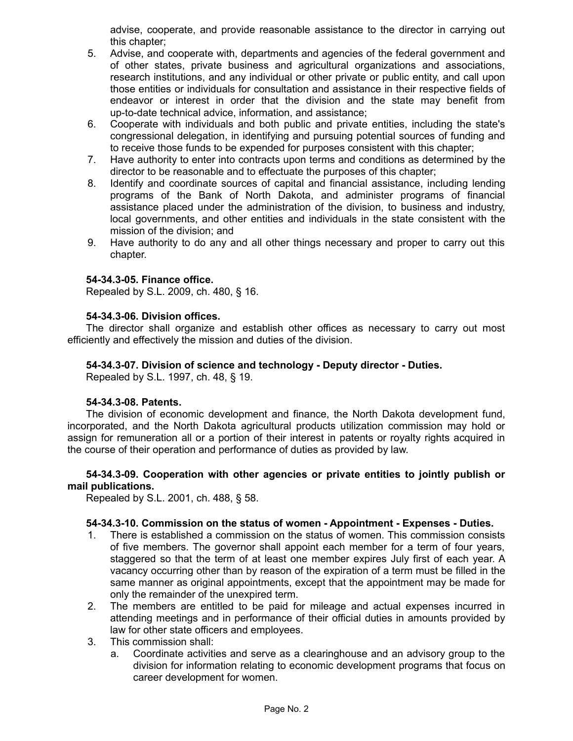advise, cooperate, and provide reasonable assistance to the director in carrying out this chapter;

5. Advise, and cooperate with, departments and agencies of the federal government and of other states, private business and agricultural organizations and associations, research institutions, and any individual or other private or public entity, and call upon those entities or individuals for consultation and assistance in their respective fields of endeavor or interest in order that the division and the state may benefit from up-to-date technical advice, information, and assistance;
6. Cooperate with individuals and both public and private entities, including the state's congressional delegation, in identifying and pursuing potential sources of funding and to receive those funds to be expended for purposes consistent with this chapter;
7. Have authority to enter into contracts upon terms and conditions as determined by the director to be reasonable and to effectuate the purposes of this chapter;
8. Identify and coordinate sources of capital and financial assistance, including lending programs of the Bank of North Dakota, and administer programs of financial assistance placed under the administration of the division, to business and industry, local governments, and other entities and individuals in the state consistent with the mission of the division; and
9. Have authority to do any and all other things necessary and proper to carry out this chapter.

**54-34.3-05. Finance office.**

Repealed by S.L. 2009, ch. 480, § 16.

**54-34.3-06. Division offices.**

The director shall organize and establish other offices as necessary to carry out most efficiently and effectively the mission and duties of the division.

**54-34.3-07. Division of science and technology - Deputy director - Duties.**

Repealed by S.L. 1997, ch. 48, § 19.

**54-34.3-08. Patents.**

The division of economic development and finance, the North Dakota development fund, incorporated, and the North Dakota agricultural products utilization commission may hold or assign for remuneration all or a portion of their interest in patents or royalty rights acquired in the course of their operation and performance of duties as provided by law.

**54-34.3-09. Cooperation with other agencies or private entities to jointly publish or mail publications.**

Repealed by S.L. 2001, ch. 488, § 58.

**54-34.3-10. Commission on the status of women - Appointment - Expenses - Duties.**

1. There is established a commission on the status of women. This commission consists of five members. The governor shall appoint each member for a term of four years, staggered so that the term of at least one member expires July first of each year. A vacancy occurring other than by reason of the expiration of a term must be filled in the same manner as original appointments, except that the appointment may be made for only the remainder of the unexpired term.
2. The members are entitled to be paid for mileage and actual expenses incurred in attending meetings and in performance of their official duties in amounts provided by law for other state officers and employees.
3. This commission shall:
   a. Coordinate activities and serve as a clearinghouse and an advisory group to the division for information relating to economic development programs that focus on career development for women.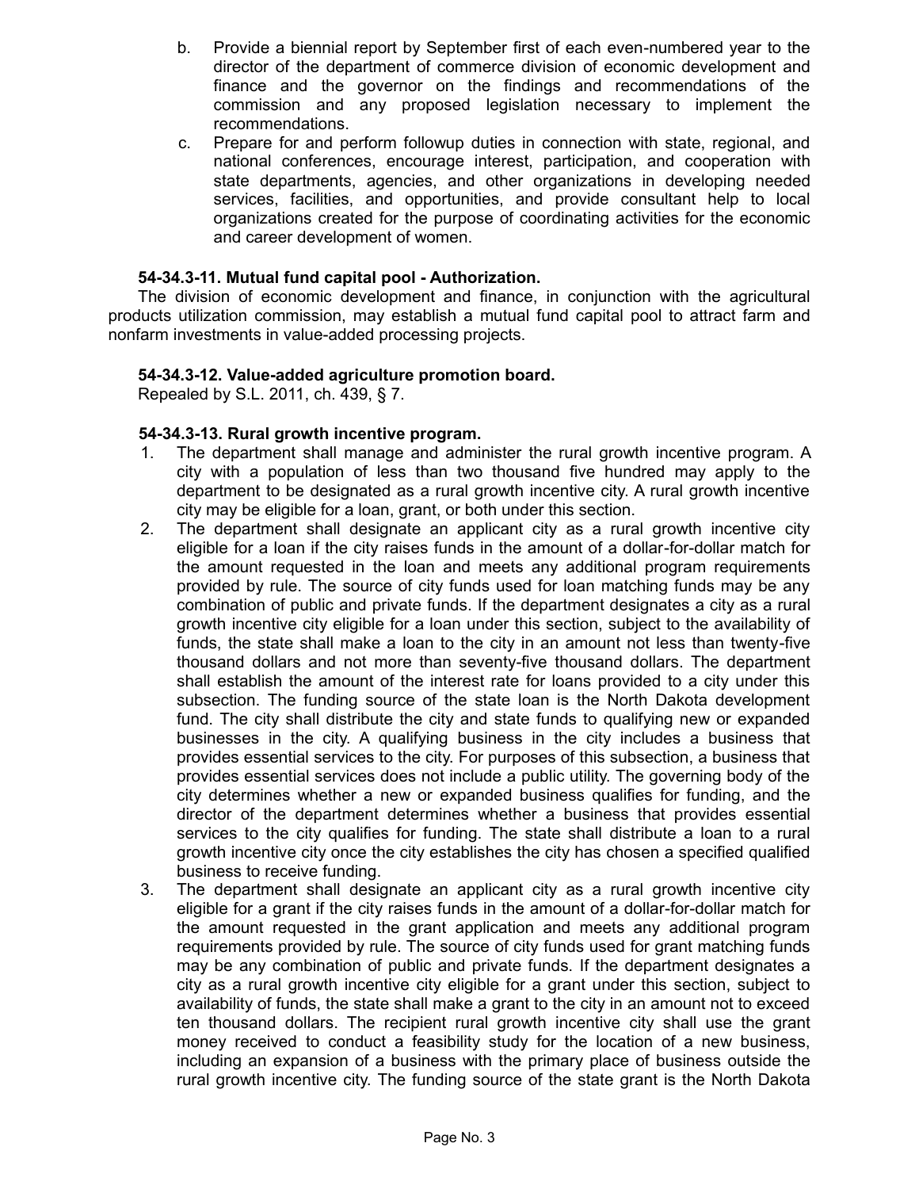b. Provide a biennial report by September first of each even-numbered year to the director of the department of commerce division of economic development and finance and the governor on the findings and recommendations of the commission and any proposed legislation necessary to implement the recommendations.

c. Prepare for and perform followup duties in connection with state, regional, and national conferences, encourage interest, participation, and cooperation with state departments, agencies, and other organizations in developing needed services, facilities, and opportunities, and provide consultant help to local organizations created for the purpose of coordinating activities for the economic and career development of women.

**54-34.3-11. Mutual fund capital pool - Authorization.**

The division of economic development and finance, in conjunction with the agricultural products utilization commission, may establish a mutual fund capital pool to attract farm and nonfarm investments in value-added processing projects.

**54-34.3-12. Value-added agriculture promotion board.**

Repealed by S.L. 2011, ch. 439, § 7.

**54-34.3-13. Rural growth incentive program.**

1. The department shall manage and administer the rural growth incentive program. A city with a population of less than two thousand five hundred may apply to the department to be designated as a rural growth incentive city. A rural growth incentive city may be eligible for a loan, grant, or both under this section.

2. The department shall designate an applicant city as a rural growth incentive city eligible for a loan if the city raises funds in the amount of a dollar-for-dollar match for the amount requested in the loan and meets any additional program requirements provided by rule. The source of city funds used for loan matching funds may be any combination of public and private funds. If the department designates a city as a rural growth incentive city eligible for a loan under this section, subject to the availability of funds, the state shall make a loan to the city in an amount not less than twenty-five thousand dollars and not more than seventy-five thousand dollars. The department shall establish the amount of the interest rate for loans provided to a city under this subsection. The funding source of the state loan is the North Dakota development fund. The city shall distribute the city and state funds to qualifying new or expanded businesses in the city. A qualifying business in the city includes a business that provides essential services to the city. For purposes of this subsection, a business that provides essential services does not include a public utility. The governing body of the city determines whether a new or expanded business qualifies for funding, and the director of the department determines whether a business that provides essential services to the city qualifies for funding. The state shall distribute a loan to a rural growth incentive city once the city establishes the city has chosen a specified qualified business to receive funding.

3. The department shall designate an applicant city as a rural growth incentive city eligible for a grant if the city raises funds in the amount of a dollar-for-dollar match for the amount requested in the grant application and meets any additional program requirements provided by rule. The source of city funds used for grant matching funds may be any combination of public and private funds. If the department designates a city as a rural growth incentive city eligible for a grant under this section, subject to availability of funds, the state shall make a grant to the city in an amount not to exceed ten thousand dollars. The recipient rural growth incentive city shall use the grant money received to conduct a feasibility study for the location of a new business, including an expansion of a business with the primary place of business outside the rural growth incentive city. The funding source of the state grant is the North Dakota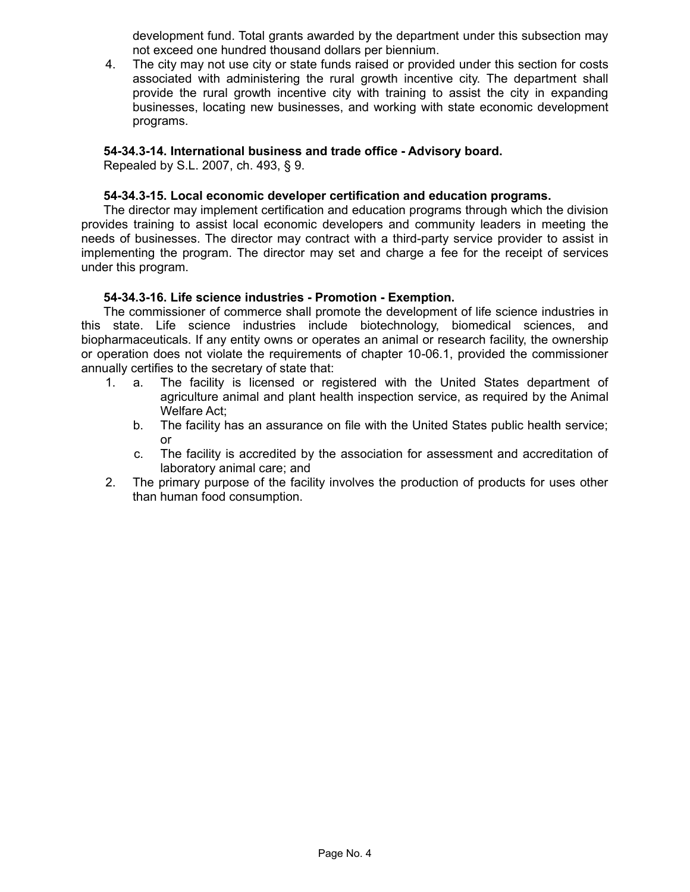development fund. Total grants awarded by the department under this subsection may not exceed one hundred thousand dollars per biennium.

4. The city may not use city or state funds raised or provided under this section for costs associated with administering the rural growth incentive city. The department shall provide the rural growth incentive city with training to assist the city in expanding businesses, locating new businesses, and working with state economic development programs.

**54-34.3-14. International business and trade office - Advisory board.**

Repealed by S.L. 2007, ch. 493, § 9.

**54-34.3-15. Local economic developer certification and education programs.**

The director may implement certification and education programs through which the division provides training to assist local economic developers and community leaders in meeting the needs of businesses. The director may contract with a third-party service provider to assist in implementing the program. The director may set and charge a fee for the receipt of services under this program.

**54-34.3-16. Life science industries - Promotion - Exemption.**

The commissioner of commerce shall promote the development of life science industries in this state. Life science industries include biotechnology, biomedical sciences, and biopharmaceuticals. If any entity owns or operates an animal or research facility, the ownership or operation does not violate the requirements of chapter 10-06.1, provided the commissioner annually certifies to the secretary of state that:

1. a. The facility is licensed or registered with the United States department of agriculture animal and plant health inspection service, as required by the Animal Welfare Act;
   b. The facility has an assurance on file with the United States public health service; or
   c. The facility is accredited by the association for assessment and accreditation of laboratory animal care; and
2. The primary purpose of the facility involves the production of products for uses other than human food consumption.